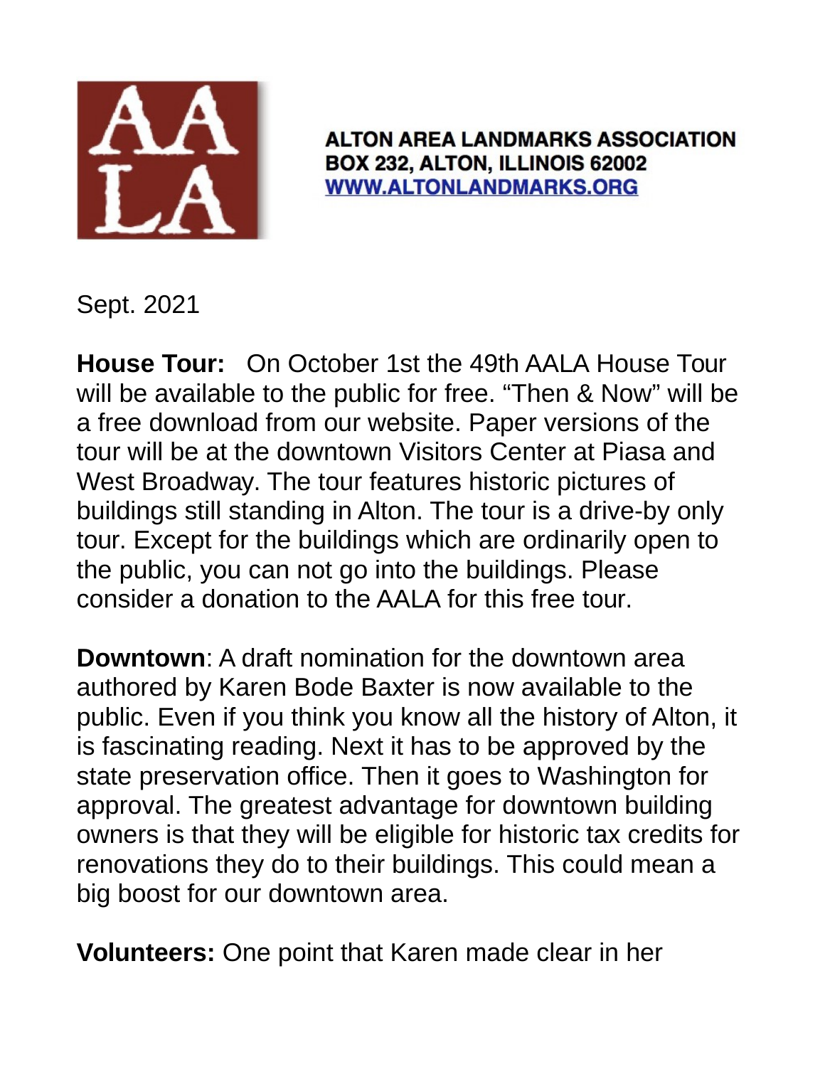AALA

**ALTON AREA LANDMARKS ASSOCIATION**
**BOX 232, ALTON, ILLINOIS 62002**
**WWW.ALTONLANDMARKS.ORG**

Sept. 2021

**House Tour:** On October 1st the 49th AALA House Tour will be available to the public for free. “Then & Now” will be a free download from our website. Paper versions of the tour will be at the downtown Visitors Center at Piasa and West Broadway. The tour features historic pictures of buildings still standing in Alton. The tour is a drive-by only tour. Except for the buildings which are ordinarily open to the public, you can not go into the buildings. Please consider a donation to the AALA for this free tour.

**Downtown**: A draft nomination for the downtown area authored by Karen Bode Baxter is now available to the public. Even if you think you know all the history of Alton, it is fascinating reading. Next it has to be approved by the state preservation office. Then it goes to Washington for approval. The greatest advantage for downtown building owners is that they will be eligible for historic tax credits for renovations they do to their buildings. This could mean a big boost for our downtown area.

**Volunteers:** One point that Karen made clear in her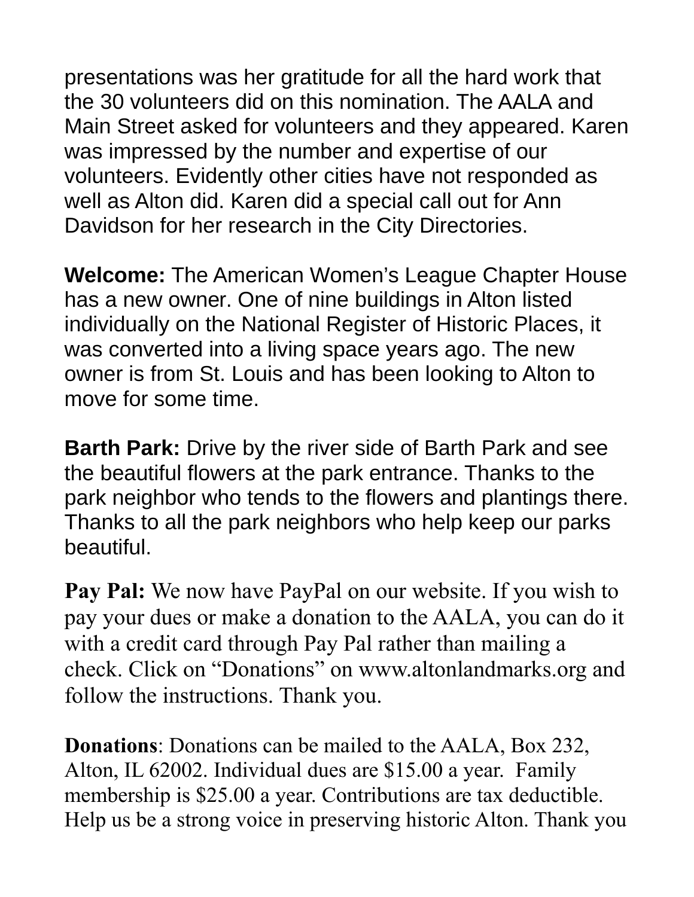presentations was her gratitude for all the hard work that the 30 volunteers did on this nomination. The AALA and Main Street asked for volunteers and they appeared. Karen was impressed by the number and expertise of our volunteers. Evidently other cities have not responded as well as Alton did. Karen did a special call out for Ann Davidson for her research in the City Directories.

**Welcome:** The American Women's League Chapter House has a new owner. One of nine buildings in Alton listed individually on the National Register of Historic Places, it was converted into a living space years ago. The new owner is from St. Louis and has been looking to Alton to move for some time.

**Barth Park:** Drive by the river side of Barth Park and see the beautiful flowers at the park entrance. Thanks to the park neighbor who tends to the flowers and plantings there. Thanks to all the park neighbors who help keep our parks beautiful.

**Pay Pal:** We now have PayPal on our website. If you wish to pay your dues or make a donation to the AALA, you can do it with a credit card through Pay Pal rather than mailing a check. Click on "Donations" on www.altonlandmarks.org and follow the instructions. Thank you.

**Donations**: Donations can be mailed to the AALA, Box 232, Alton, IL 62002. Individual dues are $15.00 a year. Family membership is $25.00 a year. Contributions are tax deductible. Help us be a strong voice in preserving historic Alton. Thank you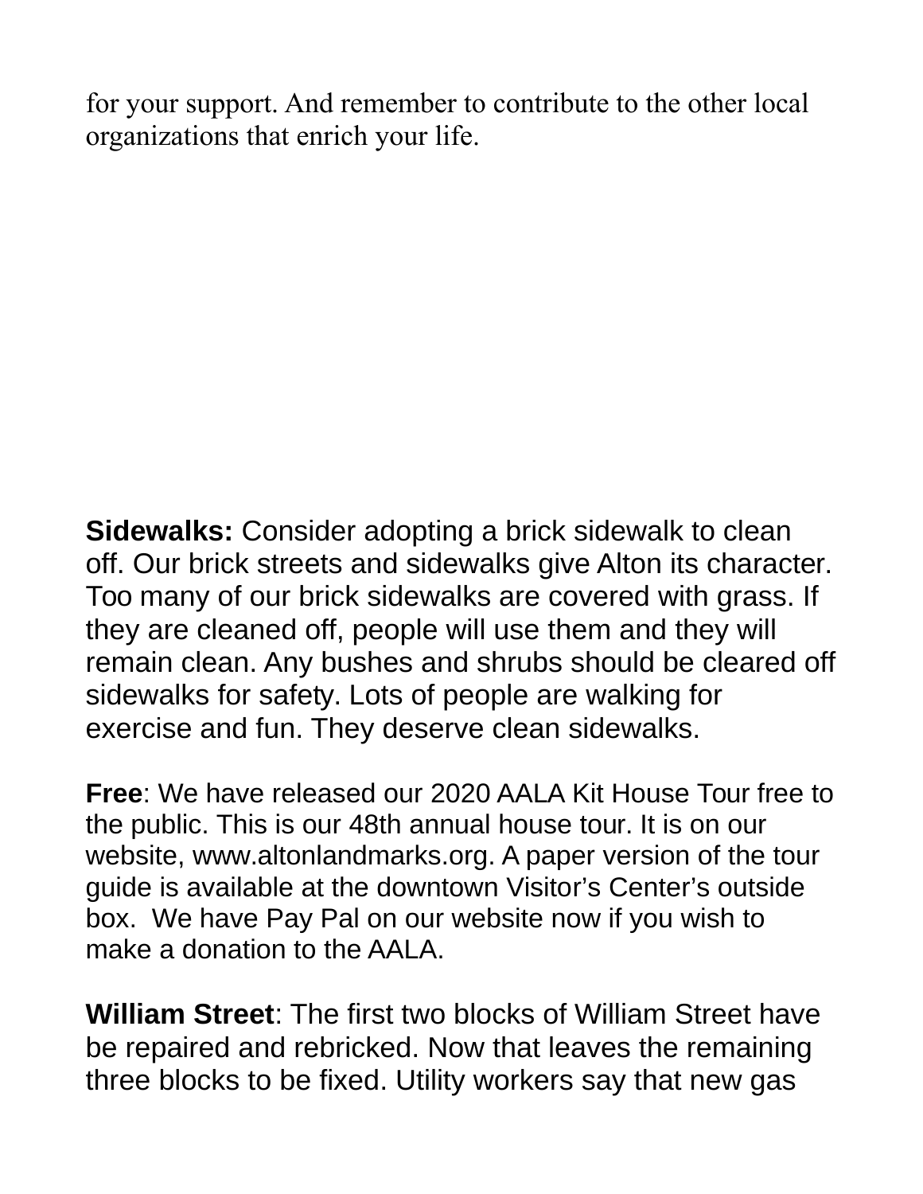for your support. And remember to contribute to the other local organizations that enrich your life.

**Sidewalks:** Consider adopting a brick sidewalk to clean off. Our brick streets and sidewalks give Alton its character. Too many of our brick sidewalks are covered with grass. If they are cleaned off, people will use them and they will remain clean. Any bushes and shrubs should be cleared off sidewalks for safety. Lots of people are walking for exercise and fun. They deserve clean sidewalks.

**Free**: We have released our 2020 AALA Kit House Tour free to the public. This is our 48th annual house tour. It is on our website, www.altonlandmarks.org. A paper version of the tour guide is available at the downtown Visitor's Center's outside box. We have Pay Pal on our website now if you wish to make a donation to the AALA.

**William Street**: The first two blocks of William Street have be repaired and rebricked. Now that leaves the remaining three blocks to be fixed. Utility workers say that new gas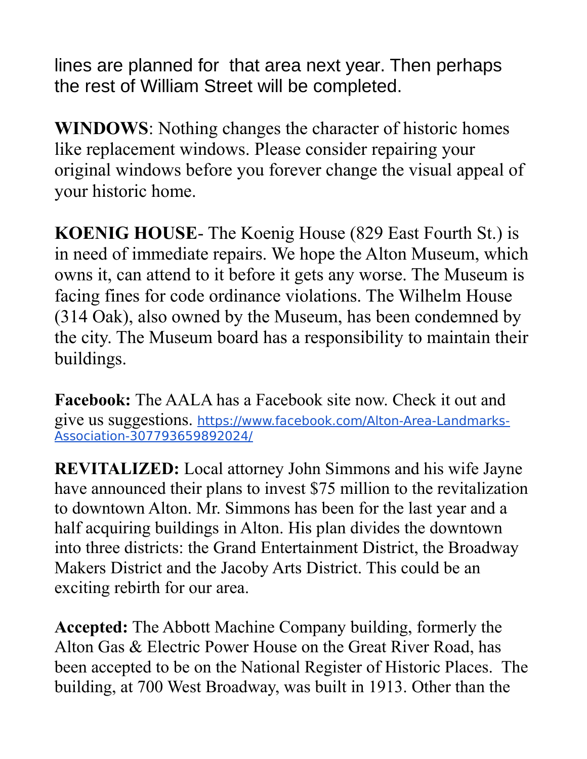lines are planned for that area next year. Then perhaps the rest of William Street will be completed.

**WINDOWS**: Nothing changes the character of historic homes like replacement windows. Please consider repairing your original windows before you forever change the visual appeal of your historic home.

**KOENIG HOUSE**- The Koenig House (829 East Fourth St.) is in need of immediate repairs. We hope the Alton Museum, which owns it, can attend to it before it gets any worse. The Museum is facing fines for code ordinance violations. The Wilhelm House (314 Oak), also owned by the Museum, has been condemned by the city. The Museum board has a responsibility to maintain their buildings.

**Facebook:** The AALA has a Facebook site now. Check it out and give us suggestions. https://www.facebook.com/Alton-Area-Landmarks-Association-307793659892024/

**REVITALIZED:** Local attorney John Simmons and his wife Jayne have announced their plans to invest $75 million to the revitalization to downtown Alton. Mr. Simmons has been for the last year and a half acquiring buildings in Alton. His plan divides the downtown into three districts: the Grand Entertainment District, the Broadway Makers District and the Jacoby Arts District. This could be an exciting rebirth for our area.

**Accepted:** The Abbott Machine Company building, formerly the Alton Gas & Electric Power House on the Great River Road, has been accepted to be on the National Register of Historic Places. The building, at 700 West Broadway, was built in 1913. Other than the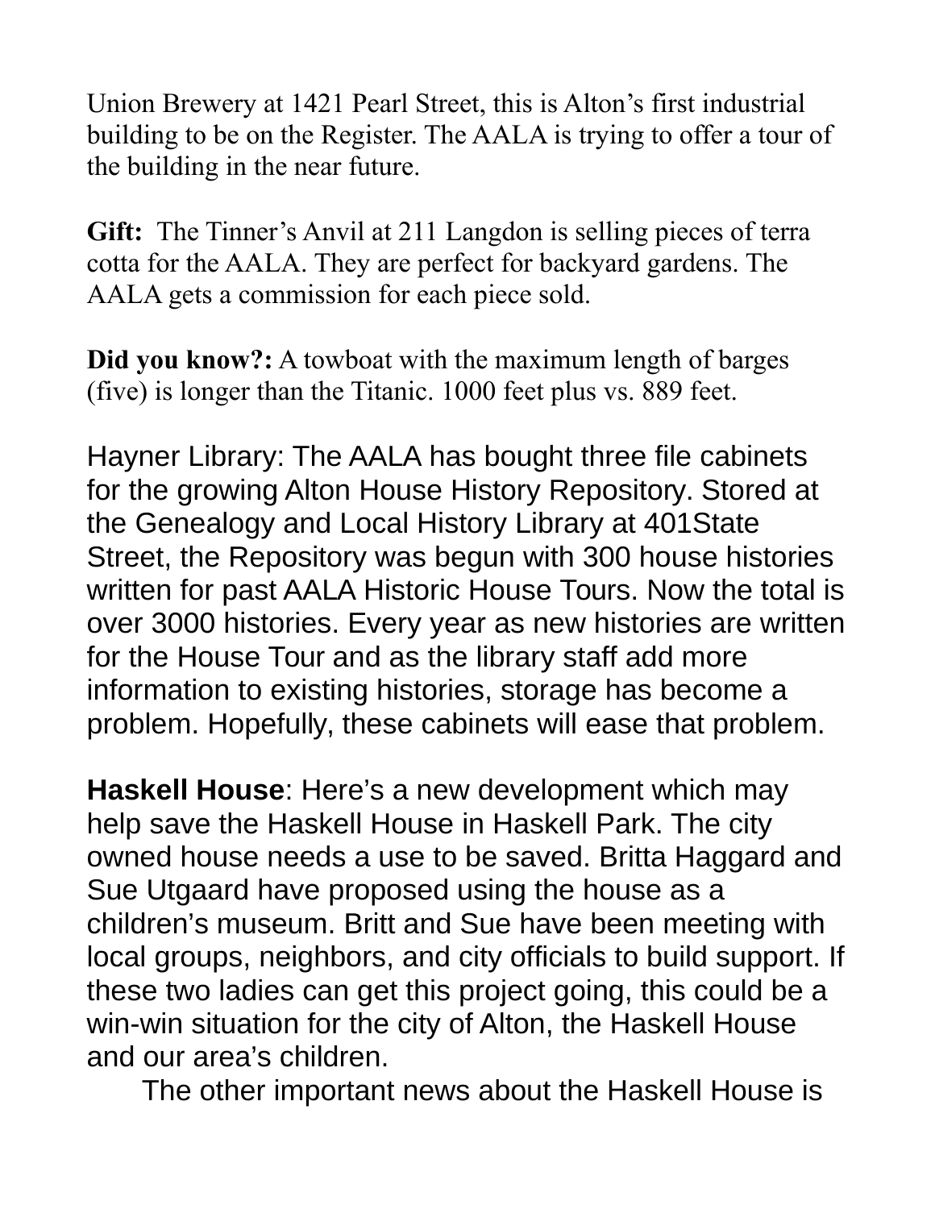Union Brewery at 1421 Pearl Street, this is Alton's first industrial building to be on the Register. The AALA is trying to offer a tour of the building in the near future.

**Gift:** The Tinner's Anvil at 211 Langdon is selling pieces of terra cotta for the AALA. They are perfect for backyard gardens. The AALA gets a commission for each piece sold.

**Did you know?:** A towboat with the maximum length of barges (five) is longer than the Titanic. 1000 feet plus vs. 889 feet.

Hayner Library: The AALA has bought three file cabinets for the growing Alton House History Repository. Stored at the Genealogy and Local History Library at 401State Street, the Repository was begun with 300 house histories written for past AALA Historic House Tours. Now the total is over 3000 histories. Every year as new histories are written for the House Tour and as the library staff add more information to existing histories, storage has become a problem. Hopefully, these cabinets will ease that problem.

**Haskell House**: Here's a new development which may help save the Haskell House in Haskell Park. The city owned house needs a use to be saved. Britta Haggard and Sue Utgaard have proposed using the house as a children's museum. Britt and Sue have been meeting with local groups, neighbors, and city officials to build support. If these two ladies can get this project going, this could be a win-win situation for the city of Alton, the Haskell House and our area's children.

The other important news about the Haskell House is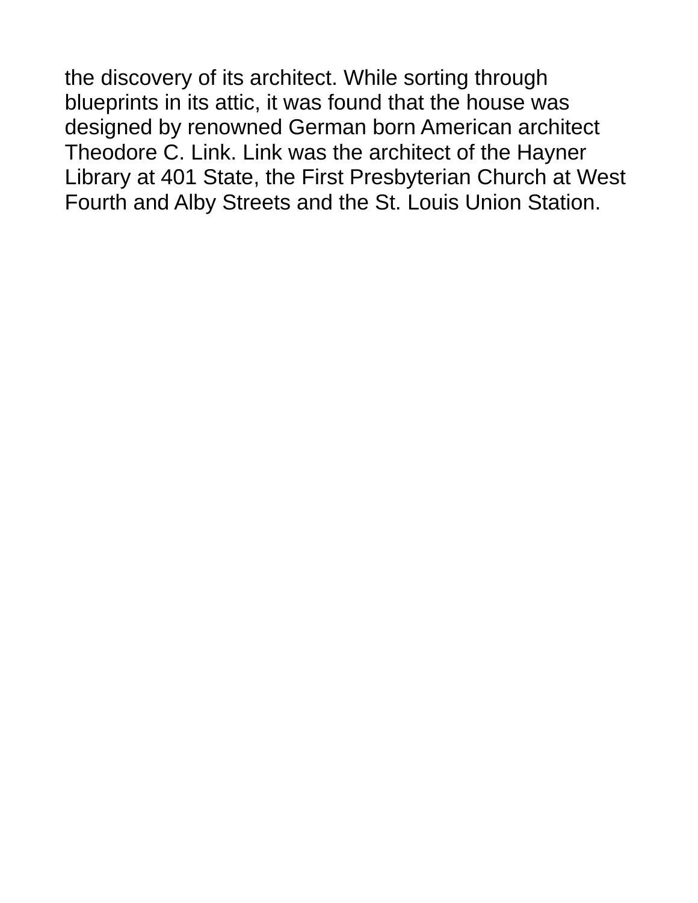the discovery of its architect. While sorting through blueprints in its attic, it was found that the house was designed by renowned German born American architect Theodore C. Link. Link was the architect of the Hayner Library at 401 State, the First Presbyterian Church at West Fourth and Alby Streets and the St. Louis Union Station.